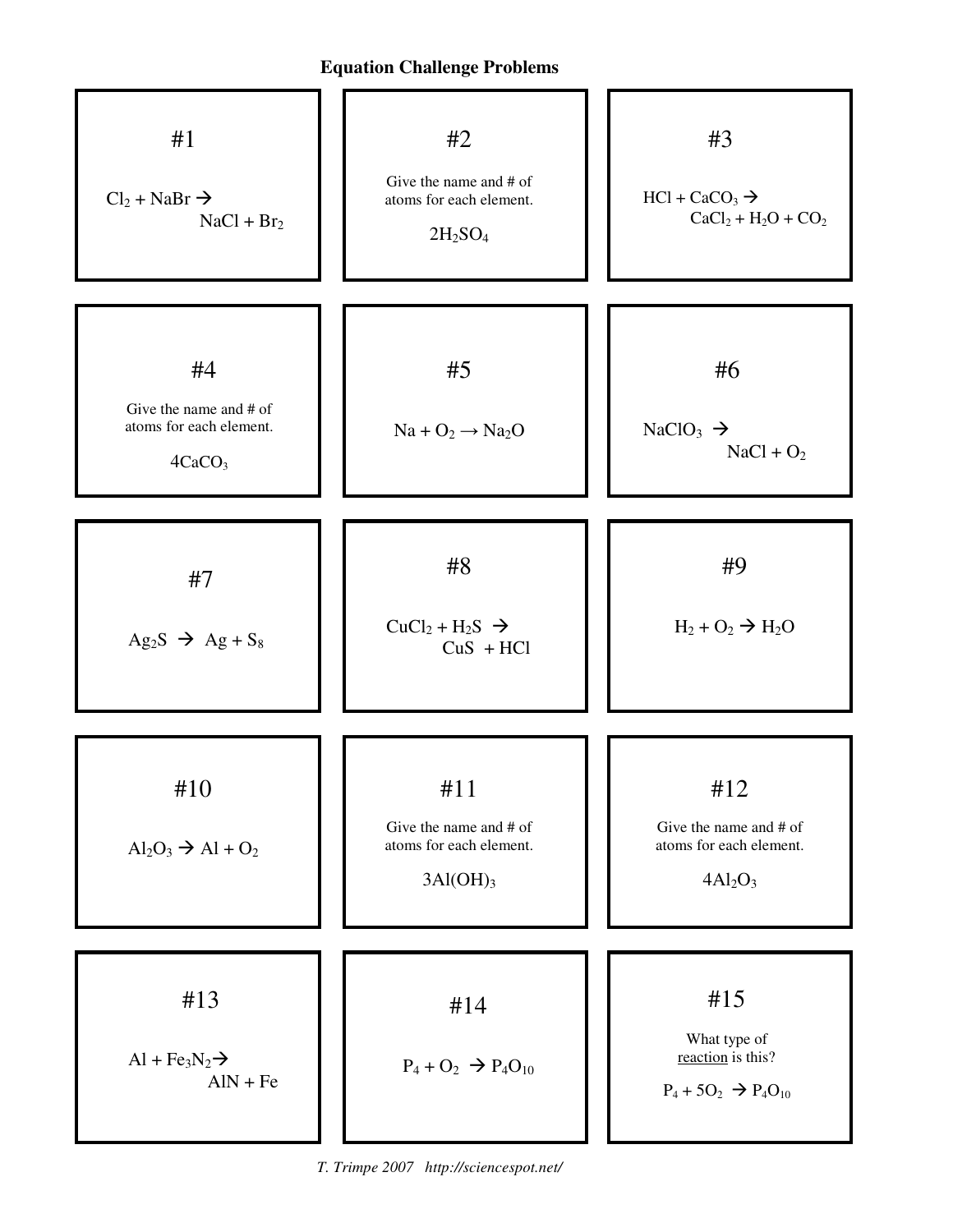# Equation Challenge Problems

## #1

$Cl_2 + NaBr \rightarrow NaCl + Br_2$

## #2

Give the name and # of atoms for each element.

$2H_2SO_4$

## #3

$HCl + CaCO_3 \rightarrow CaCl_2 + H_2O + CO_2$

## #4

Give the name and # of atoms for each element.

$4CaCO_3$

## #5

$Na + O_2 \rightarrow Na_2O$

## #6

$NaClO_3 \rightarrow NaCl + O_2$

## #7

$Ag_2S \rightarrow Ag + S_8$

## #8

$CuCl_2 + H_2S \rightarrow CuS + HCl$

## #9

$H_2 + O_2 \rightarrow H_2O$

## #10

$Al_2O_3 \rightarrow Al + O_2$

## #11

Give the name and # of atoms for each element.

$3Al(OH)_3$

## #12

Give the name and # of atoms for each element.

$4Al_2O_3$

## #13

$Al + Fe_3N_2 \rightarrow AlN + Fe$

## #14

$P_4 + O_2 \rightarrow P_4O_{10}$

## #15

What type of reaction is this?

$P_4 + 5O_2 \rightarrow P_4O_{10}$

*T. Trimpe 2007 http://sciencespot.net/*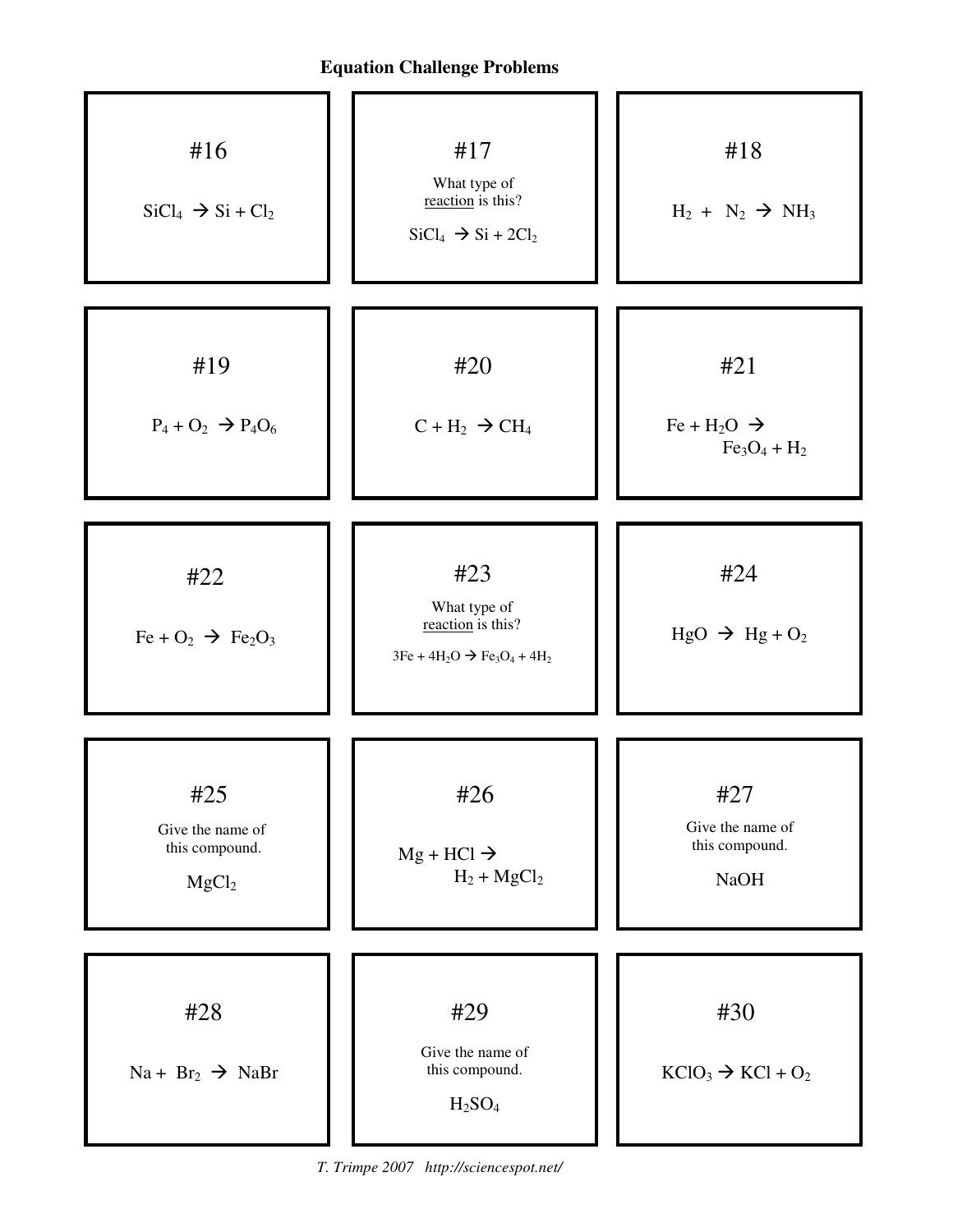## Equation Challenge Problems

### #16

$SiCl_4 \rightarrow Si + Cl_2$

### #17

What type of <u>reaction</u> is this?

$SiCl_4 \rightarrow Si + 2Cl_2$

### #18

$H_2 + N_2 \rightarrow NH_3$

### #19

$P_4 + O_2 \rightarrow P_4O_6$

### #20

$C + H_2 \rightarrow CH_4$

### #21

$Fe + H_2O \rightarrow Fe_3O_4 + H_2$

### #22

$Fe + O_2 \rightarrow Fe_2O_3$

### #23

What type of <u>reaction</u> is this?

$3Fe + 4H_2O \rightarrow Fe_3O_4 + 4H_2$

### #24

$HgO \rightarrow Hg + O_2$

### #25

Give the name of this compound.

$MgCl_2$

### #26

$Mg + HCl \rightarrow H_2 + MgCl_2$

### #27

Give the name of this compound.

NaOH

### #28

$Na + Br_2 \rightarrow NaBr$

### #29

Give the name of this compound.

$H_2SO_4$

### #30

$KClO_3 \rightarrow KCl + O_2$

*T. Trimpe 2007 http://sciencespot.net/*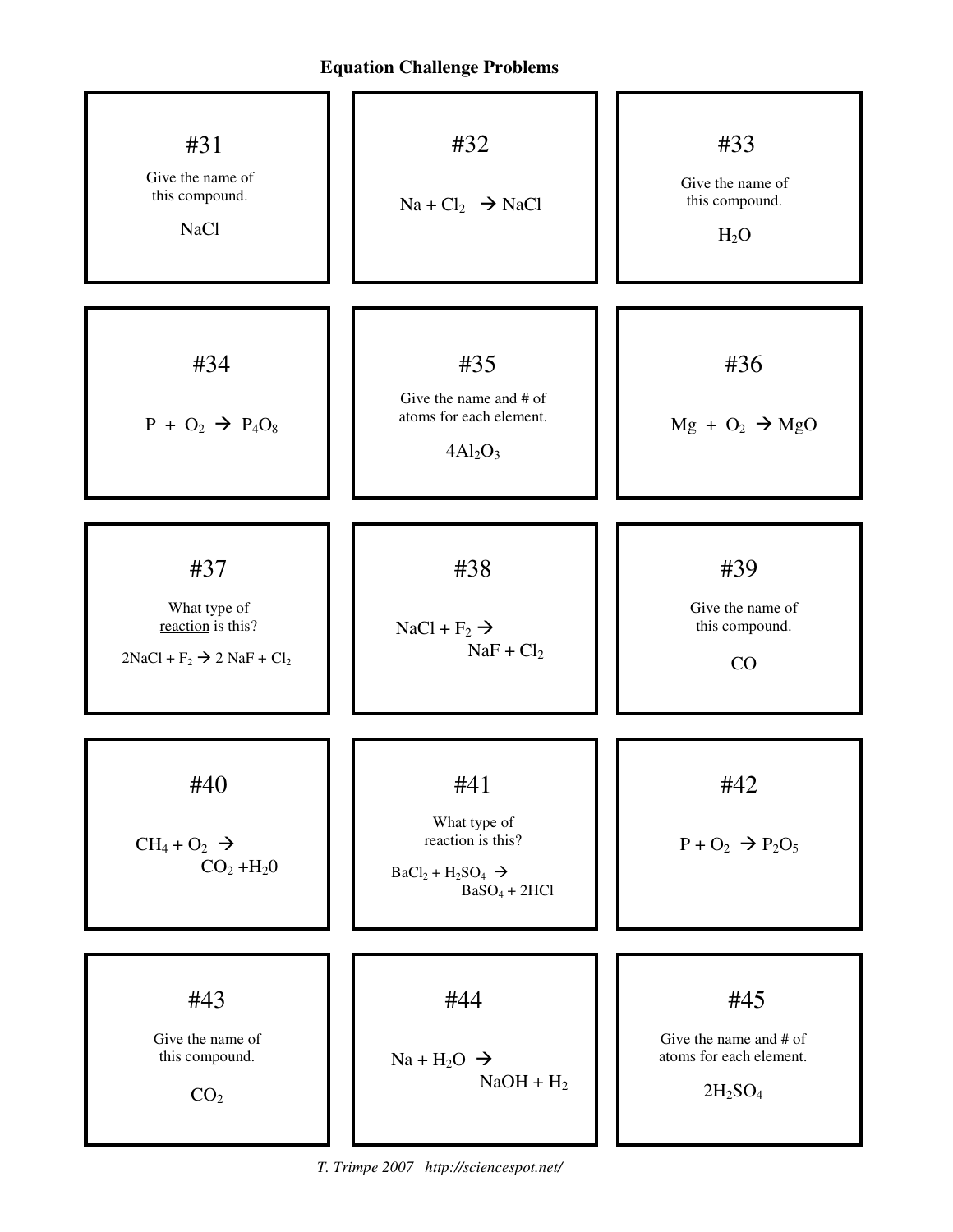# Equation Challenge Problems

### #31

Give the name of this compound.

NaCl

### #32

$Na + Cl_2 \rightarrow NaCl$

### #33

Give the name of this compound.

$H_2O$

### #34

$P + O_2 \rightarrow P_4O_8$

### #35

Give the name and # of atoms for each element.

$4Al_2O_3$

### #36

$Mg + O_2 \rightarrow MgO$

### #37

What type of reaction is this?

$2NaCl + F_2 \rightarrow 2\ NaF + Cl_2$

### #38

$NaCl + F_2 \rightarrow NaF + Cl_2$

### #39

Give the name of this compound.

CO

### #40

$CH_4 + O_2 \rightarrow CO_2 + H_20$

### #41

What type of reaction is this?

$BaCl_2 + H_2SO_4 \rightarrow BaSO_4 + 2HCl$

### #42

$P + O_2 \rightarrow P_2O_5$

### #43

Give the name of this compound.

$CO_2$

### #44

$Na + H_2O \rightarrow NaOH + H_2$

### #45

Give the name and # of atoms for each element.

$2H_2SO_4$

*T. Trimpe 2007 http://sciencespot.net/*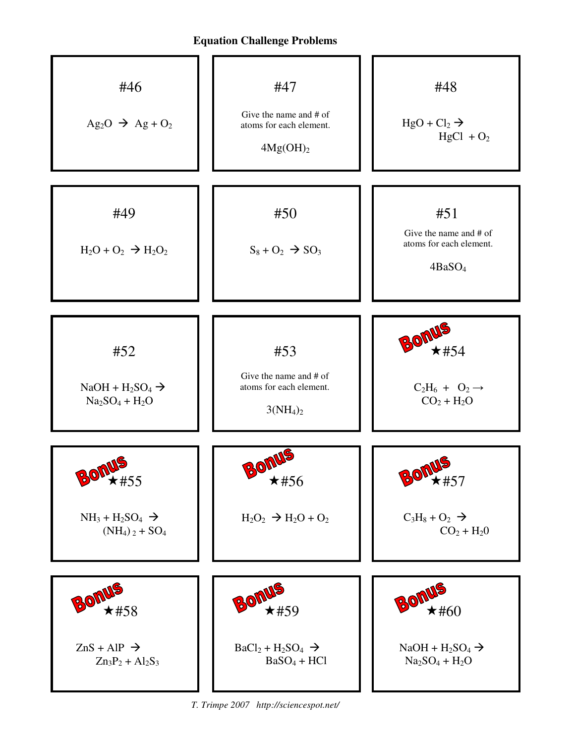# Equation Challenge Problems

**#46**

$Ag_2O \rightarrow Ag + O_2$

**#47**

Give the name and # of atoms for each element.

$4Mg(OH)_2$

**#48**

$HgO + Cl_2 \rightarrow HgCl + O_2$

**#49**

$H_2O + O_2 \rightarrow H_2O_2$

**#50**

$S_8 + O_2 \rightarrow SO_3$

**#51**

Give the name and # of atoms for each element.

$4BaSO_4$

**#52**

$NaOH + H_2SO_4 \rightarrow Na_2SO_4 + H_2O$

**#53**

Give the name and # of atoms for each element.

$3(NH_4)_2$

**Bonus ★#54**

$C_2H_6 + O_2 \rightarrow CO_2 + H_2O$

**Bonus ★#55**

$NH_3 + H_2SO_4 \rightarrow (NH_4)_2 + SO_4$

**Bonus ★#56**

$H_2O_2 \rightarrow H_2O + O_2$

**Bonus ★#57**

$C_3H_8 + O_2 \rightarrow CO_2 + H_20$

**Bonus ★#58**

$ZnS + AlP \rightarrow Zn_3P_2 + Al_2S_3$

**Bonus ★#59**

$BaCl_2 + H_2SO_4 \rightarrow BaSO_4 + HCl$

**Bonus ★#60**

$NaOH + H_2SO_4 \rightarrow Na_2SO_4 + H_2O$

*T. Trimpe 2007 http://sciencespot.net/*